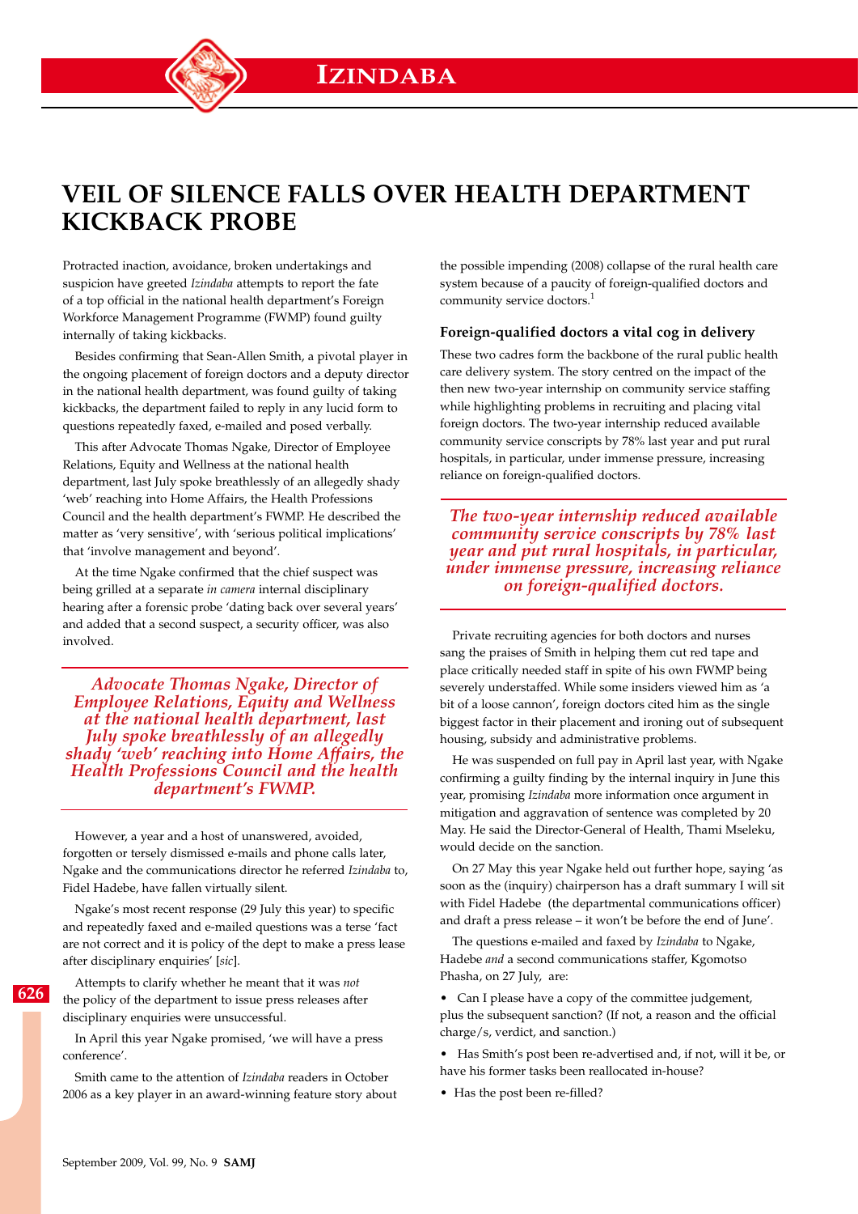# VEIL OF SILENCE FALLS OVER HEALTH DEPARTMENT KICKBACK PROBE

Protracted inaction, avoidance, broken undertakings and suspicion have greeted *Izindaba* attempts to report the fate of a top official in the national health department's Foreign Workforce Management Programme (FWMP) found guilty internally of taking kickbacks.

Besides confirming that Sean-Allen Smith, a pivotal player in the ongoing placement of foreign doctors and a deputy director in the national health department, was found guilty of taking kickbacks, the department failed to reply in any lucid form to questions repeatedly faxed, e-mailed and posed verbally.

This after Advocate Thomas Ngake, Director of Employee Relations, Equity and Wellness at the national health department, last July spoke breathlessly of an allegedly shady 'web' reaching into Home Affairs, the Health Professions Council and the health department's FWMP. He described the matter as 'very sensitive', with 'serious political implications' that 'involve management and beyond'.

At the time Ngake confirmed that the chief suspect was being grilled at a separate *in camera* internal disciplinary hearing after a forensic probe 'dating back over several years' and added that a second suspect, a security officer, was also involved.

> *Advocate Thomas Ngake, Director of Employee Relations, Equity and Wellness at the national health department, last July spoke breathlessly of an allegedly shady 'web' reaching into Home Affairs, the Health Professions Council and the health department's FWMP.*

However, a year and a host of unanswered, avoided, forgotten or tersely dismissed e-mails and phone calls later, Ngake and the communications director he referred *Izindaba* to, Fidel Hadebe, have fallen virtually silent.

Ngake's most recent response (29 July this year) to specific and repeatedly faxed and e-mailed questions was a terse 'fact are not correct and it is policy of the dept to make a press lease after disciplinary enquiries' [*sic*].

Attempts to clarify whether he meant that it was *not* the policy of the department to issue press releases after disciplinary enquiries were unsuccessful.

In April this year Ngake promised, 'we will have a press conference'.

Smith came to the attention of *Izindaba* readers in October 2006 as a key player in an award-winning feature story about the possible impending (2008) collapse of the rural health care system because of a paucity of foreign-qualified doctors and community service doctors.[1]

### Foreign-qualified doctors a vital cog in delivery

These two cadres form the backbone of the rural public health care delivery system. The story centred on the impact of the then new two-year internship on community service staffing while highlighting problems in recruiting and placing vital foreign doctors. The two-year internship reduced available community service conscripts by 78% last year and put rural hospitals, in particular, under immense pressure, increasing reliance on foreign-qualified doctors.

> *The two-year internship reduced available community service conscripts by 78% last year and put rural hospitals, in particular, under immense pressure, increasing reliance on foreign-qualified doctors.*

Private recruiting agencies for both doctors and nurses sang the praises of Smith in helping them cut red tape and place critically needed staff in spite of his own FWMP being severely understaffed. While some insiders viewed him as 'a bit of a loose cannon', foreign doctors cited him as the single biggest factor in their placement and ironing out of subsequent housing, subsidy and administrative problems.

He was suspended on full pay in April last year, with Ngake confirming a guilty finding by the internal inquiry in June this year, promising *Izindaba* more information once argument in mitigation and aggravation of sentence was completed by 20 May. He said the Director-General of Health, Thami Mseleku, would decide on the sanction.

On 27 May this year Ngake held out further hope, saying 'as soon as the (inquiry) chairperson has a draft summary I will sit with Fidel Hadebe (the departmental communications officer) and draft a press release – it won't be before the end of June'.

The questions e-mailed and faxed by *Izindaba* to Ngake, Hadebe *and* a second communications staffer, Kgomotso Phasha, on 27 July, are:

- Can I please have a copy of the committee judgement, plus the subsequent sanction? (If not, a reason and the official charge/s, verdict, and sanction.)
- Has Smith's post been re-advertised and, if not, will it be, or have his former tasks been reallocated in-house?
- Has the post been re-filled?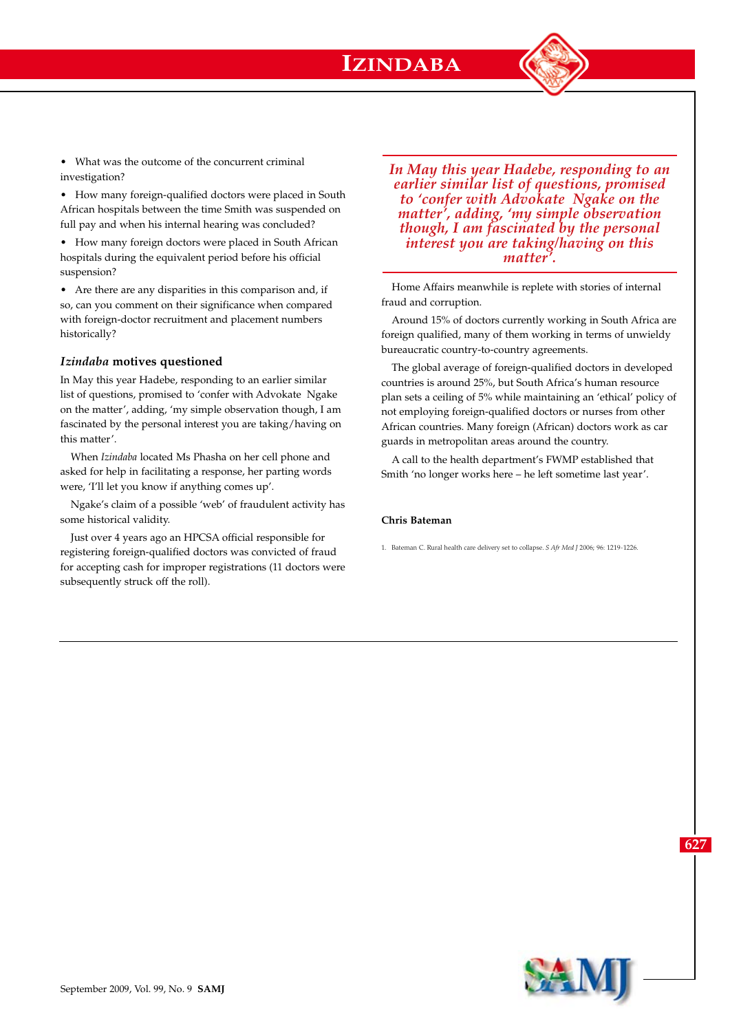- What was the outcome of the concurrent criminal investigation?
- How many foreign-qualified doctors were placed in South African hospitals between the time Smith was suspended on full pay and when his internal hearing was concluded?
- How many foreign doctors were placed in South African hospitals during the equivalent period before his official suspension?
- Are there are any disparities in this comparison and, if so, can you comment on their significance when compared with foreign-doctor recruitment and placement numbers historically?

### *Izindaba* motives questioned

In May this year Hadebe, responding to an earlier similar list of questions, promised to 'confer with Advokate Ngake on the matter', adding, 'my simple observation though, I am fascinated by the personal interest you are taking/having on this matter'.

When *Izindaba* located Ms Phasha on her cell phone and asked for help in facilitating a response, her parting words were, 'I'll let you know if anything comes up'.

Ngake's claim of a possible 'web' of fraudulent activity has some historical validity.

Just over 4 years ago an HPCSA official responsible for registering foreign-qualified doctors was convicted of fraud for accepting cash for improper registrations (11 doctors were subsequently struck off the roll).

> *In May this year Hadebe, responding to an earlier similar list of questions, promised to 'confer with Advokate Ngake on the matter', adding, 'my simple observation though, I am fascinated by the personal interest you are taking/having on this matter'.*

Home Affairs meanwhile is replete with stories of internal fraud and corruption.

Around 15% of doctors currently working in South Africa are foreign qualified, many of them working in terms of unwieldy bureaucratic country-to-country agreements.

The global average of foreign-qualified doctors in developed countries is around 25%, but South Africa's human resource plan sets a ceiling of 5% while maintaining an 'ethical' policy of not employing foreign-qualified doctors or nurses from other African countries. Many foreign (African) doctors work as car guards in metropolitan areas around the country.

A call to the health department's FWMP established that Smith 'no longer works here – he left sometime last year'.

**Chris Bateman**

1. Bateman C. Rural health care delivery set to collapse. *S Afr Med J* 2006; 96: 1219-1226.